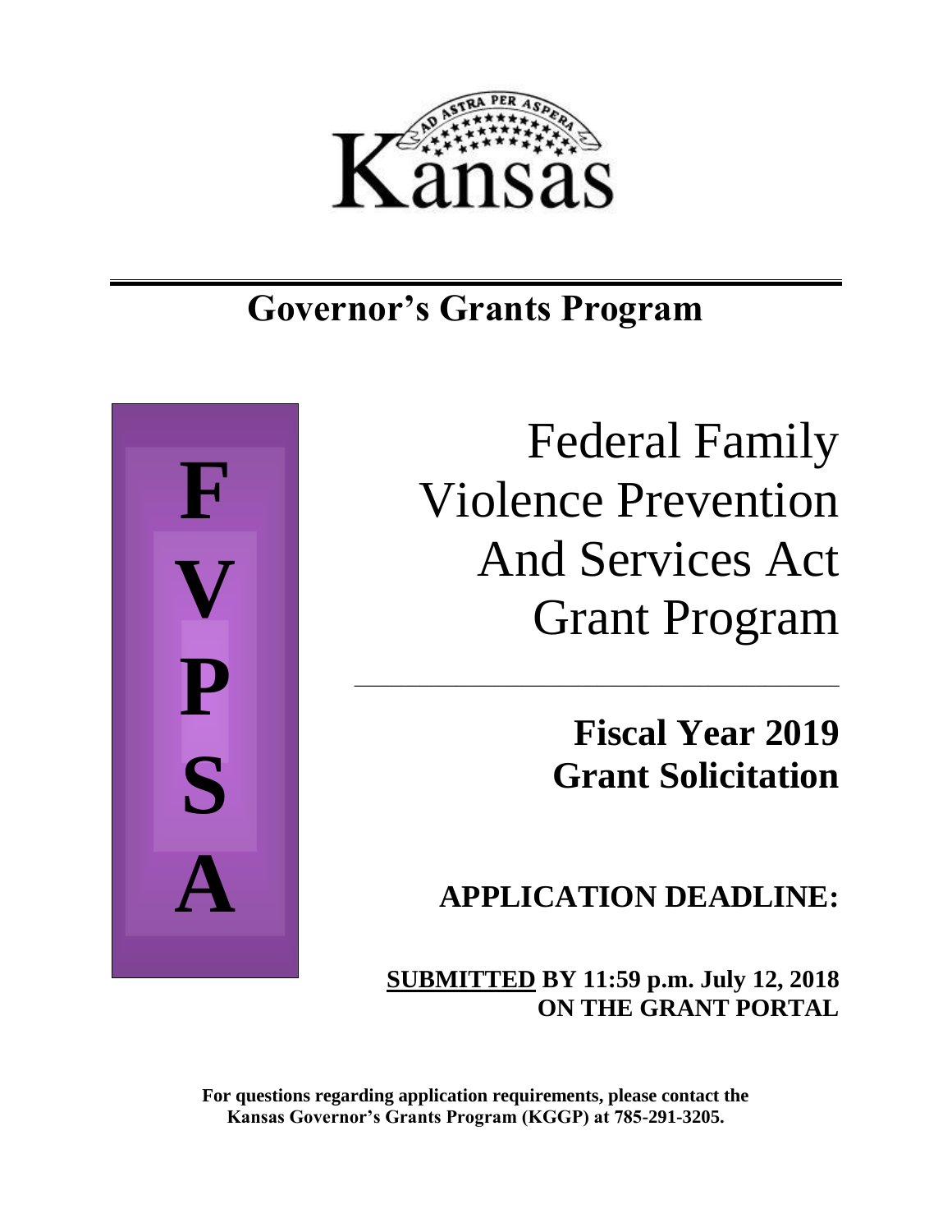Kansas

AD ASTRA PER ASPERA

# Governor's Grants Program

**F V P S A**

# Federal Family Violence Prevention And Services Act Grant Program

## Fiscal Year 2019 Grant Solicitation

## APPLICATION DEADLINE:

**SUBMITTED BY 11:59 p.m. July 12, 2018 ON THE GRANT PORTAL**

**For questions regarding application requirements, please contact the Kansas Governor's Grants Program (KGGP) at 785-291-3205.**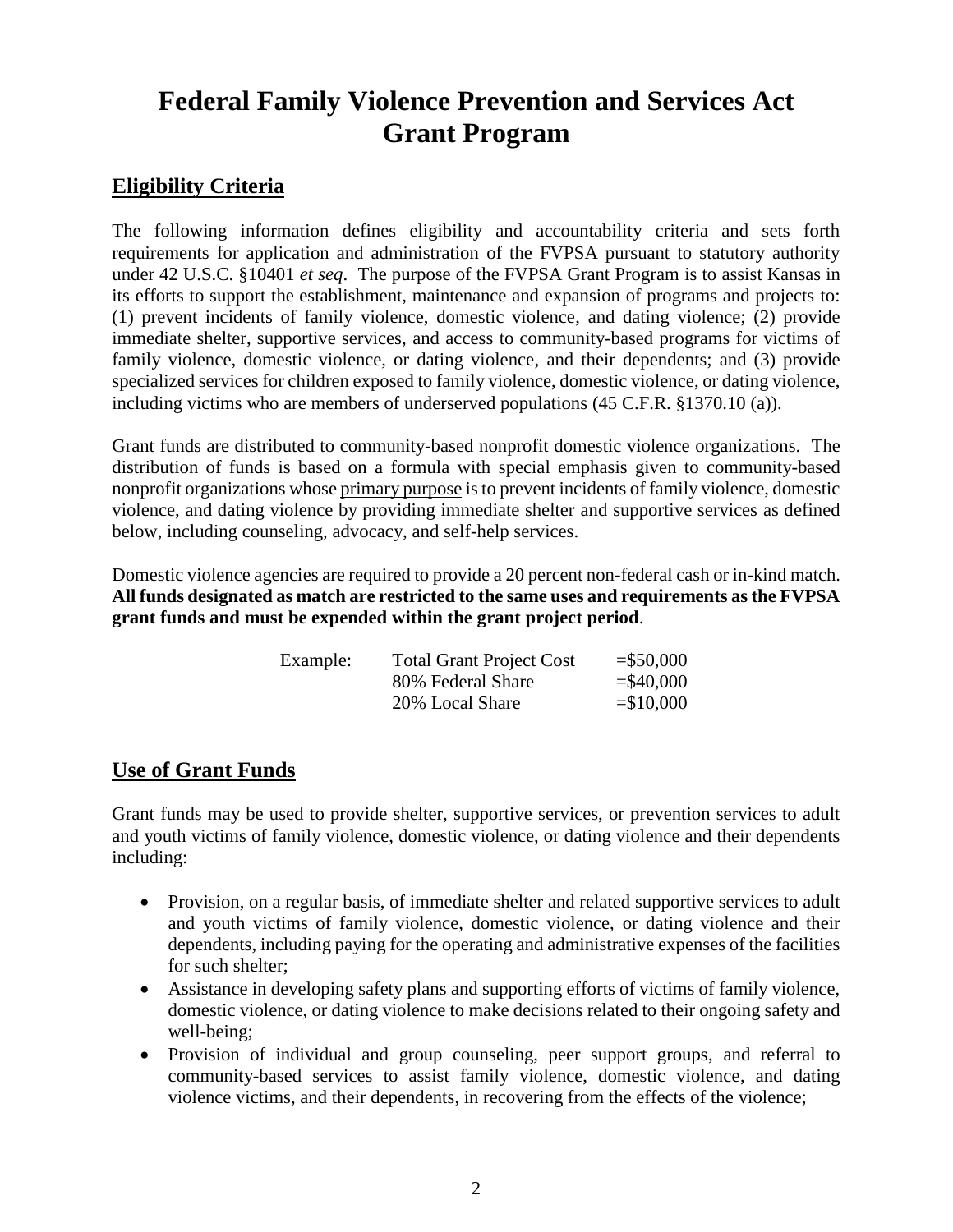# Federal Family Violence Prevention and Services Act Grant Program

## Eligibility Criteria

The following information defines eligibility and accountability criteria and sets forth requirements for application and administration of the FVPSA pursuant to statutory authority under 42 U.S.C. §10401 *et seq*. The purpose of the FVPSA Grant Program is to assist Kansas in its efforts to support the establishment, maintenance and expansion of programs and projects to: (1) prevent incidents of family violence, domestic violence, and dating violence; (2) provide immediate shelter, supportive services, and access to community-based programs for victims of family violence, domestic violence, or dating violence, and their dependents; and (3) provide specialized services for children exposed to family violence, domestic violence, or dating violence, including victims who are members of underserved populations (45 C.F.R. §1370.10 (a)).

Grant funds are distributed to community-based nonprofit domestic violence organizations. The distribution of funds is based on a formula with special emphasis given to community-based nonprofit organizations whose primary purpose is to prevent incidents of family violence, domestic violence, and dating violence by providing immediate shelter and supportive services as defined below, including counseling, advocacy, and self-help services.

Domestic violence agencies are required to provide a 20 percent non-federal cash or in-kind match. **All funds designated as match are restricted to the same uses and requirements as the FVPSA grant funds and must be expended within the grant project period**.

| Example: | Total Grant Project Cost | =$50,000 |
|---|---|---|
| | 80% Federal Share | =$40,000 |
| | 20% Local Share | =$10,000 |

## Use of Grant Funds

Grant funds may be used to provide shelter, supportive services, or prevention services to adult and youth victims of family violence, domestic violence, or dating violence and their dependents including:

- Provision, on a regular basis, of immediate shelter and related supportive services to adult and youth victims of family violence, domestic violence, or dating violence and their dependents, including paying for the operating and administrative expenses of the facilities for such shelter;
- Assistance in developing safety plans and supporting efforts of victims of family violence, domestic violence, or dating violence to make decisions related to their ongoing safety and well-being;
- Provision of individual and group counseling, peer support groups, and referral to community-based services to assist family violence, domestic violence, and dating violence victims, and their dependents, in recovering from the effects of the violence;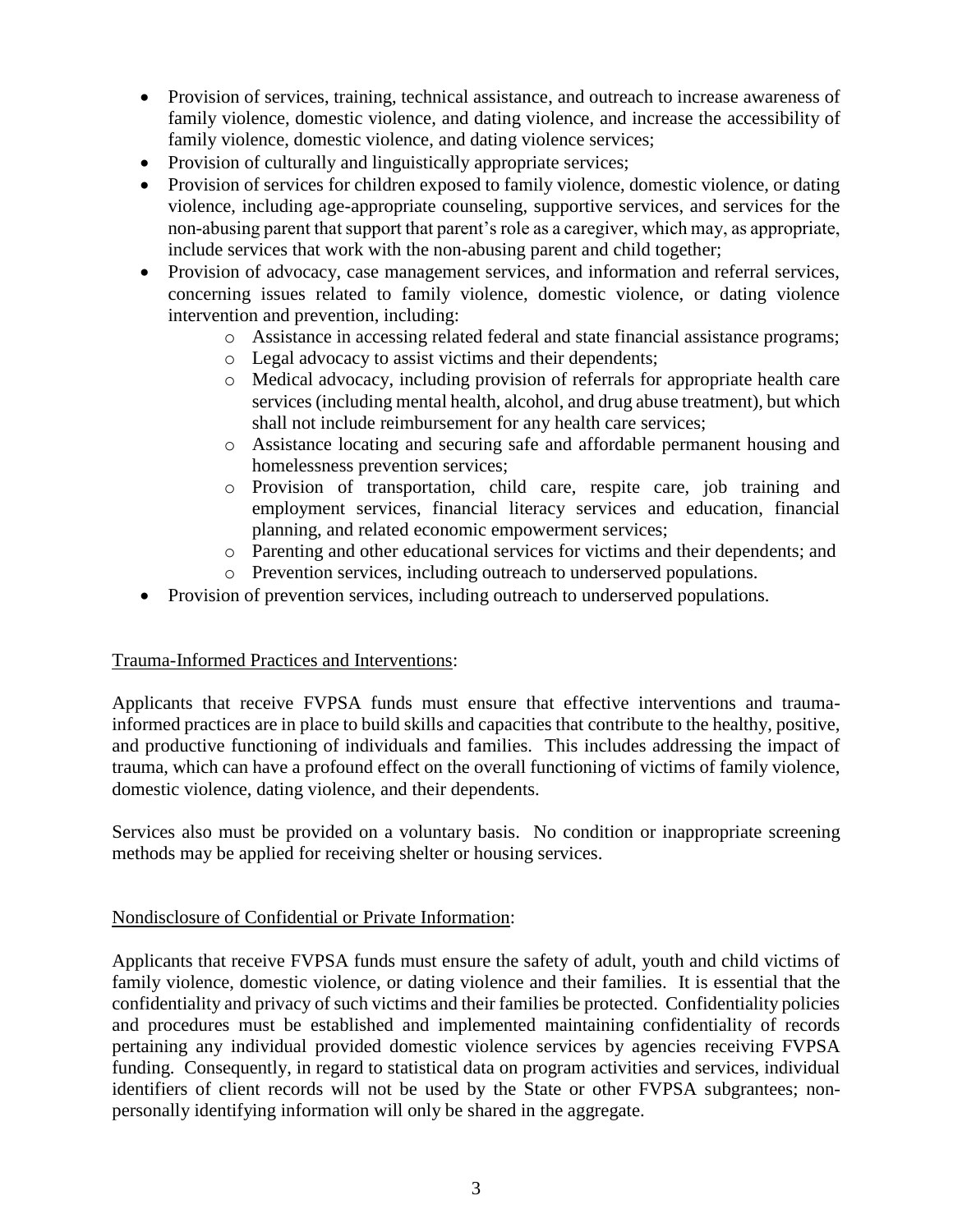- Provision of services, training, technical assistance, and outreach to increase awareness of family violence, domestic violence, and dating violence, and increase the accessibility of family violence, domestic violence, and dating violence services;
- Provision of culturally and linguistically appropriate services;
- Provision of services for children exposed to family violence, domestic violence, or dating violence, including age-appropriate counseling, supportive services, and services for the non-abusing parent that support that parent's role as a caregiver, which may, as appropriate, include services that work with the non-abusing parent and child together;
- Provision of advocacy, case management services, and information and referral services, concerning issues related to family violence, domestic violence, or dating violence intervention and prevention, including:
    - Assistance in accessing related federal and state financial assistance programs;
    - Legal advocacy to assist victims and their dependents;
    - Medical advocacy, including provision of referrals for appropriate health care services (including mental health, alcohol, and drug abuse treatment), but which shall not include reimbursement for any health care services;
    - Assistance locating and securing safe and affordable permanent housing and homelessness prevention services;
    - Provision of transportation, child care, respite care, job training and employment services, financial literacy services and education, financial planning, and related economic empowerment services;
    - Parenting and other educational services for victims and their dependents; and
    - Prevention services, including outreach to underserved populations.
- Provision of prevention services, including outreach to underserved populations.

Trauma-Informed Practices and Interventions:

Applicants that receive FVPSA funds must ensure that effective interventions and trauma-informed practices are in place to build skills and capacities that contribute to the healthy, positive, and productive functioning of individuals and families. This includes addressing the impact of trauma, which can have a profound effect on the overall functioning of victims of family violence, domestic violence, dating violence, and their dependents.

Services also must be provided on a voluntary basis. No condition or inappropriate screening methods may be applied for receiving shelter or housing services.

Nondisclosure of Confidential or Private Information:

Applicants that receive FVPSA funds must ensure the safety of adult, youth and child victims of family violence, domestic violence, or dating violence and their families. It is essential that the confidentiality and privacy of such victims and their families be protected. Confidentiality policies and procedures must be established and implemented maintaining confidentiality of records pertaining any individual provided domestic violence services by agencies receiving FVPSA funding. Consequently, in regard to statistical data on program activities and services, individual identifiers of client records will not be used by the State or other FVPSA subgrantees; non-personally identifying information will only be shared in the aggregate.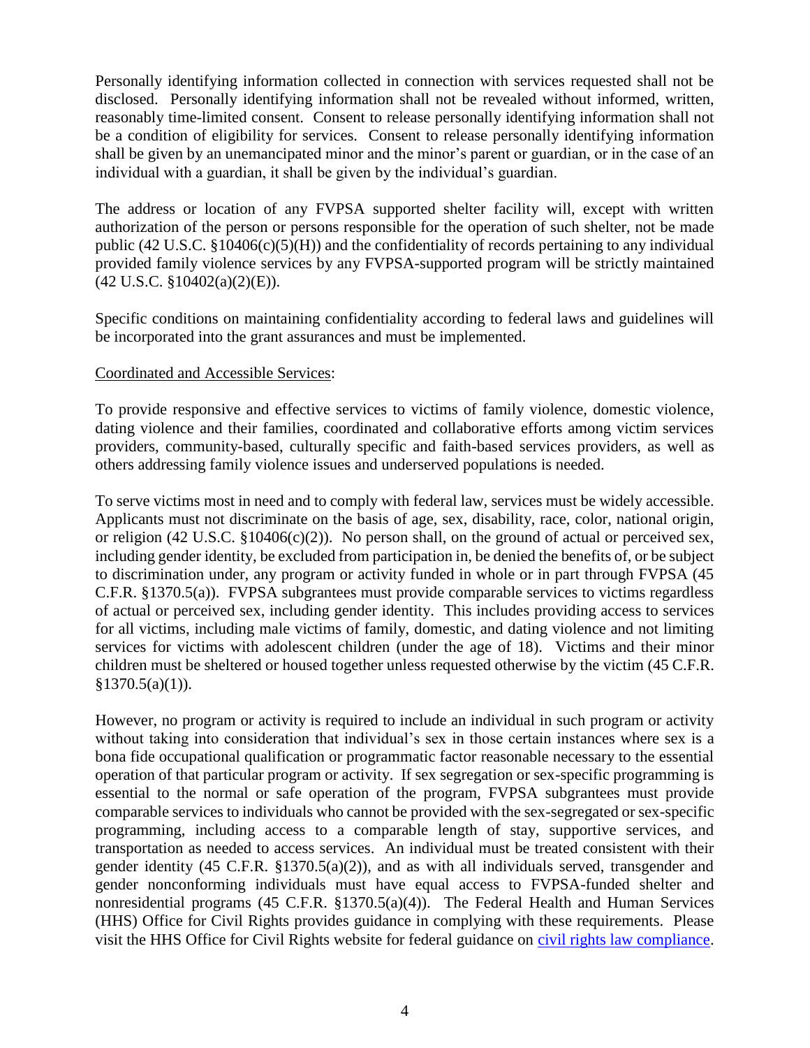Personally identifying information collected in connection with services requested shall not be disclosed. Personally identifying information shall not be revealed without informed, written, reasonably time-limited consent. Consent to release personally identifying information shall not be a condition of eligibility for services. Consent to release personally identifying information shall be given by an unemancipated minor and the minor's parent or guardian, or in the case of an individual with a guardian, it shall be given by the individual's guardian.

The address or location of any FVPSA supported shelter facility will, except with written authorization of the person or persons responsible for the operation of such shelter, not be made public (42 U.S.C. §10406(c)(5)(H)) and the confidentiality of records pertaining to any individual provided family violence services by any FVPSA-supported program will be strictly maintained (42 U.S.C. §10402(a)(2)(E)).

Specific conditions on maintaining confidentiality according to federal laws and guidelines will be incorporated into the grant assurances and must be implemented.

<u>Coordinated and Accessible Services</u>:

To provide responsive and effective services to victims of family violence, domestic violence, dating violence and their families, coordinated and collaborative efforts among victim services providers, community-based, culturally specific and faith-based services providers, as well as others addressing family violence issues and underserved populations is needed.

To serve victims most in need and to comply with federal law, services must be widely accessible. Applicants must not discriminate on the basis of age, sex, disability, race, color, national origin, or religion (42 U.S.C. §10406(c)(2)). No person shall, on the ground of actual or perceived sex, including gender identity, be excluded from participation in, be denied the benefits of, or be subject to discrimination under, any program or activity funded in whole or in part through FVPSA (45 C.F.R. §1370.5(a)). FVPSA subgrantees must provide comparable services to victims regardless of actual or perceived sex, including gender identity. This includes providing access to services for all victims, including male victims of family, domestic, and dating violence and not limiting services for victims with adolescent children (under the age of 18). Victims and their minor children must be sheltered or housed together unless requested otherwise by the victim (45 C.F.R. §1370.5(a)(1)).

However, no program or activity is required to include an individual in such program or activity without taking into consideration that individual's sex in those certain instances where sex is a bona fide occupational qualification or programmatic factor reasonable necessary to the essential operation of that particular program or activity. If sex segregation or sex-specific programming is essential to the normal or safe operation of the program, FVPSA subgrantees must provide comparable services to individuals who cannot be provided with the sex-segregated or sex-specific programming, including access to a comparable length of stay, supportive services, and transportation as needed to access services. An individual must be treated consistent with their gender identity (45 C.F.R. §1370.5(a)(2)), and as with all individuals served, transgender and gender nonconforming individuals must have equal access to FVPSA-funded shelter and nonresidential programs (45 C.F.R. §1370.5(a)(4)). The Federal Health and Human Services (HHS) Office for Civil Rights provides guidance in complying with these requirements. Please visit the HHS Office for Civil Rights website for federal guidance on civil rights law compliance.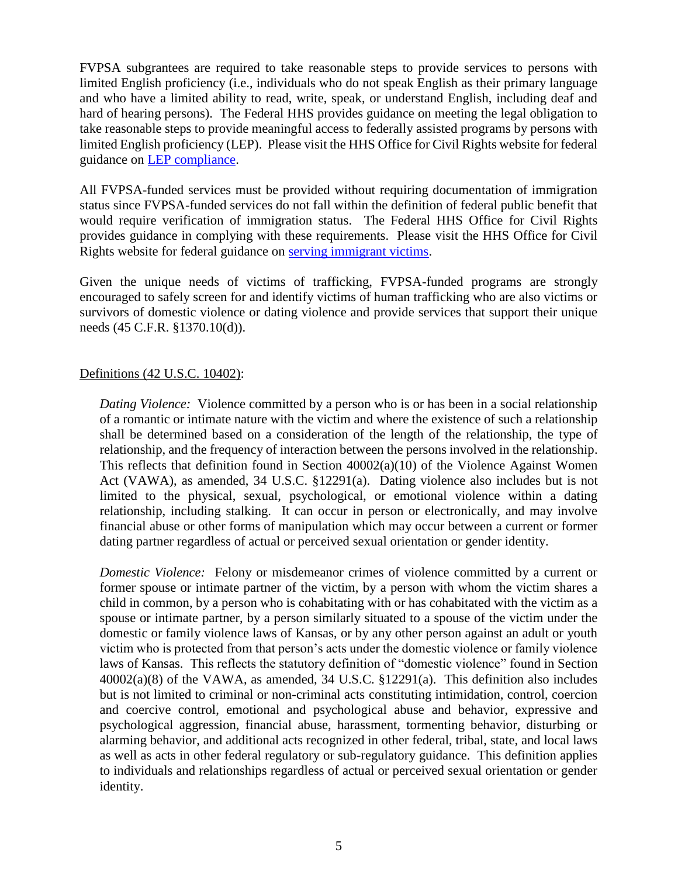FVPSA subgrantees are required to take reasonable steps to provide services to persons with limited English proficiency (i.e., individuals who do not speak English as their primary language and who have a limited ability to read, write, speak, or understand English, including deaf and hard of hearing persons). The Federal HHS provides guidance on meeting the legal obligation to take reasonable steps to provide meaningful access to federally assisted programs by persons with limited English proficiency (LEP). Please visit the HHS Office for Civil Rights website for federal guidance on LEP compliance.

All FVPSA-funded services must be provided without requiring documentation of immigration status since FVPSA-funded services do not fall within the definition of federal public benefit that would require verification of immigration status. The Federal HHS Office for Civil Rights provides guidance in complying with these requirements. Please visit the HHS Office for Civil Rights website for federal guidance on serving immigrant victims.

Given the unique needs of victims of trafficking, FVPSA-funded programs are strongly encouraged to safely screen for and identify victims of human trafficking who are also victims or survivors of domestic violence or dating violence and provide services that support their unique needs (45 C.F.R. §1370.10(d)).

Definitions (42 U.S.C. 10402):

*Dating Violence:* Violence committed by a person who is or has been in a social relationship of a romantic or intimate nature with the victim and where the existence of such a relationship shall be determined based on a consideration of the length of the relationship, the type of relationship, and the frequency of interaction between the persons involved in the relationship. This reflects that definition found in Section 40002(a)(10) of the Violence Against Women Act (VAWA), as amended, 34 U.S.C. §12291(a). Dating violence also includes but is not limited to the physical, sexual, psychological, or emotional violence within a dating relationship, including stalking. It can occur in person or electronically, and may involve financial abuse or other forms of manipulation which may occur between a current or former dating partner regardless of actual or perceived sexual orientation or gender identity.

*Domestic Violence:* Felony or misdemeanor crimes of violence committed by a current or former spouse or intimate partner of the victim, by a person with whom the victim shares a child in common, by a person who is cohabitating with or has cohabitated with the victim as a spouse or intimate partner, by a person similarly situated to a spouse of the victim under the domestic or family violence laws of Kansas, or by any other person against an adult or youth victim who is protected from that person's acts under the domestic violence or family violence laws of Kansas. This reflects the statutory definition of "domestic violence" found in Section 40002(a)(8) of the VAWA, as amended, 34 U.S.C. §12291(a). This definition also includes but is not limited to criminal or non-criminal acts constituting intimidation, control, coercion and coercive control, emotional and psychological abuse and behavior, expressive and psychological aggression, financial abuse, harassment, tormenting behavior, disturbing or alarming behavior, and additional acts recognized in other federal, tribal, state, and local laws as well as acts in other federal regulatory or sub-regulatory guidance. This definition applies to individuals and relationships regardless of actual or perceived sexual orientation or gender identity.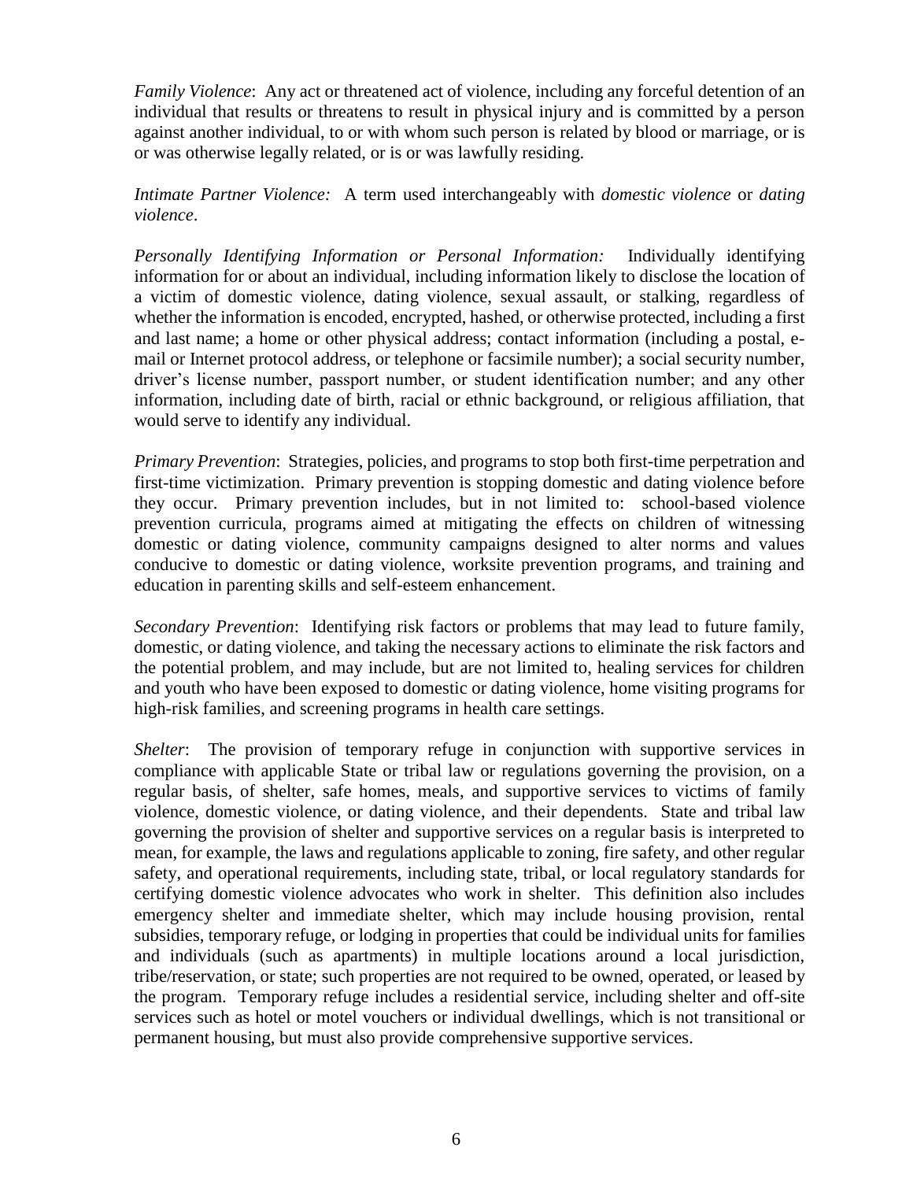*Family Violence*: Any act or threatened act of violence, including any forceful detention of an individual that results or threatens to result in physical injury and is committed by a person against another individual, to or with whom such person is related by blood or marriage, or is or was otherwise legally related, or is or was lawfully residing.

*Intimate Partner Violence:* A term used interchangeably with *domestic violence* or *dating violence*.

*Personally Identifying Information or Personal Information:* Individually identifying information for or about an individual, including information likely to disclose the location of a victim of domestic violence, dating violence, sexual assault, or stalking, regardless of whether the information is encoded, encrypted, hashed, or otherwise protected, including a first and last name; a home or other physical address; contact information (including a postal, e-mail or Internet protocol address, or telephone or facsimile number); a social security number, driver's license number, passport number, or student identification number; and any other information, including date of birth, racial or ethnic background, or religious affiliation, that would serve to identify any individual.

*Primary Prevention*: Strategies, policies, and programs to stop both first-time perpetration and first-time victimization. Primary prevention is stopping domestic and dating violence before they occur. Primary prevention includes, but in not limited to: school-based violence prevention curricula, programs aimed at mitigating the effects on children of witnessing domestic or dating violence, community campaigns designed to alter norms and values conducive to domestic or dating violence, worksite prevention programs, and training and education in parenting skills and self-esteem enhancement.

*Secondary Prevention*: Identifying risk factors or problems that may lead to future family, domestic, or dating violence, and taking the necessary actions to eliminate the risk factors and the potential problem, and may include, but are not limited to, healing services for children and youth who have been exposed to domestic or dating violence, home visiting programs for high-risk families, and screening programs in health care settings.

*Shelter*: The provision of temporary refuge in conjunction with supportive services in compliance with applicable State or tribal law or regulations governing the provision, on a regular basis, of shelter, safe homes, meals, and supportive services to victims of family violence, domestic violence, or dating violence, and their dependents. State and tribal law governing the provision of shelter and supportive services on a regular basis is interpreted to mean, for example, the laws and regulations applicable to zoning, fire safety, and other regular safety, and operational requirements, including state, tribal, or local regulatory standards for certifying domestic violence advocates who work in shelter. This definition also includes emergency shelter and immediate shelter, which may include housing provision, rental subsidies, temporary refuge, or lodging in properties that could be individual units for families and individuals (such as apartments) in multiple locations around a local jurisdiction, tribe/reservation, or state; such properties are not required to be owned, operated, or leased by the program. Temporary refuge includes a residential service, including shelter and off-site services such as hotel or motel vouchers or individual dwellings, which is not transitional or permanent housing, but must also provide comprehensive supportive services.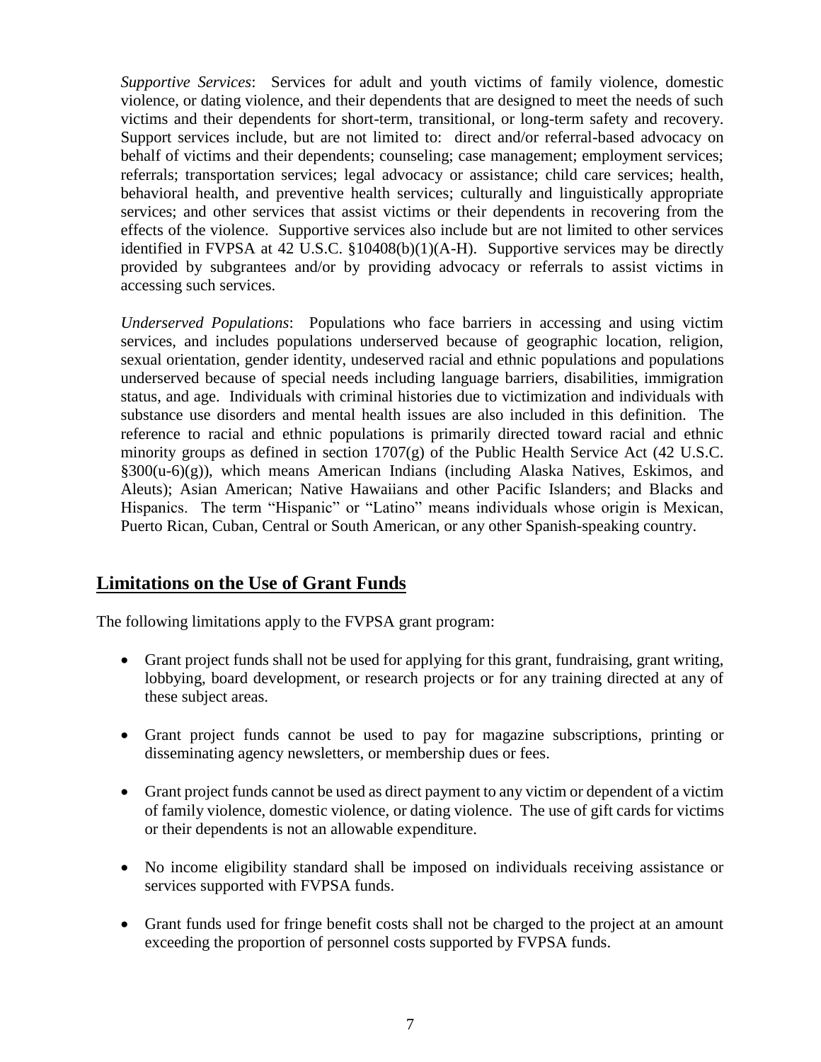*Supportive Services*: Services for adult and youth victims of family violence, domestic violence, or dating violence, and their dependents that are designed to meet the needs of such victims and their dependents for short-term, transitional, or long-term safety and recovery. Support services include, but are not limited to: direct and/or referral-based advocacy on behalf of victims and their dependents; counseling; case management; employment services; referrals; transportation services; legal advocacy or assistance; child care services; health, behavioral health, and preventive health services; culturally and linguistically appropriate services; and other services that assist victims or their dependents in recovering from the effects of the violence. Supportive services also include but are not limited to other services identified in FVPSA at 42 U.S.C. §10408(b)(1)(A-H). Supportive services may be directly provided by subgrantees and/or by providing advocacy or referrals to assist victims in accessing such services.

*Underserved Populations*: Populations who face barriers in accessing and using victim services, and includes populations underserved because of geographic location, religion, sexual orientation, gender identity, undeserved racial and ethnic populations and populations underserved because of special needs including language barriers, disabilities, immigration status, and age. Individuals with criminal histories due to victimization and individuals with substance use disorders and mental health issues are also included in this definition. The reference to racial and ethnic populations is primarily directed toward racial and ethnic minority groups as defined in section 1707(g) of the Public Health Service Act (42 U.S.C. §300(u-6)(g)), which means American Indians (including Alaska Natives, Eskimos, and Aleuts); Asian American; Native Hawaiians and other Pacific Islanders; and Blacks and Hispanics. The term "Hispanic" or "Latino" means individuals whose origin is Mexican, Puerto Rican, Cuban, Central or South American, or any other Spanish-speaking country.

## Limitations on the Use of Grant Funds

The following limitations apply to the FVPSA grant program:

- Grant project funds shall not be used for applying for this grant, fundraising, grant writing, lobbying, board development, or research projects or for any training directed at any of these subject areas.
- Grant project funds cannot be used to pay for magazine subscriptions, printing or disseminating agency newsletters, or membership dues or fees.
- Grant project funds cannot be used as direct payment to any victim or dependent of a victim of family violence, domestic violence, or dating violence. The use of gift cards for victims or their dependents is not an allowable expenditure.
- No income eligibility standard shall be imposed on individuals receiving assistance or services supported with FVPSA funds.
- Grant funds used for fringe benefit costs shall not be charged to the project at an amount exceeding the proportion of personnel costs supported by FVPSA funds.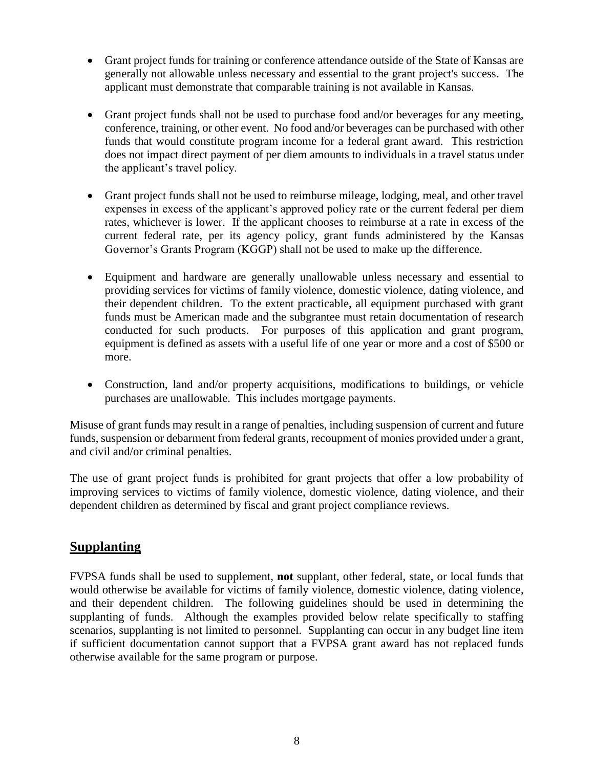- Grant project funds for training or conference attendance outside of the State of Kansas are generally not allowable unless necessary and essential to the grant project's success. The applicant must demonstrate that comparable training is not available in Kansas.

- Grant project funds shall not be used to purchase food and/or beverages for any meeting, conference, training, or other event. No food and/or beverages can be purchased with other funds that would constitute program income for a federal grant award. This restriction does not impact direct payment of per diem amounts to individuals in a travel status under the applicant's travel policy.

- Grant project funds shall not be used to reimburse mileage, lodging, meal, and other travel expenses in excess of the applicant's approved policy rate or the current federal per diem rates, whichever is lower. If the applicant chooses to reimburse at a rate in excess of the current federal rate, per its agency policy, grant funds administered by the Kansas Governor's Grants Program (KGGP) shall not be used to make up the difference.

- Equipment and hardware are generally unallowable unless necessary and essential to providing services for victims of family violence, domestic violence, dating violence, and their dependent children. To the extent practicable, all equipment purchased with grant funds must be American made and the subgrantee must retain documentation of research conducted for such products. For purposes of this application and grant program, equipment is defined as assets with a useful life of one year or more and a cost of $500 or more.

- Construction, land and/or property acquisitions, modifications to buildings, or vehicle purchases are unallowable. This includes mortgage payments.

Misuse of grant funds may result in a range of penalties, including suspension of current and future funds, suspension or debarment from federal grants, recoupment of monies provided under a grant, and civil and/or criminal penalties.

The use of grant project funds is prohibited for grant projects that offer a low probability of improving services to victims of family violence, domestic violence, dating violence, and their dependent children as determined by fiscal and grant project compliance reviews.

## Supplanting

FVPSA funds shall be used to supplement, **not** supplant, other federal, state, or local funds that would otherwise be available for victims of family violence, domestic violence, dating violence, and their dependent children. The following guidelines should be used in determining the supplanting of funds. Although the examples provided below relate specifically to staffing scenarios, supplanting is not limited to personnel. Supplanting can occur in any budget line item if sufficient documentation cannot support that a FVPSA grant award has not replaced funds otherwise available for the same program or purpose.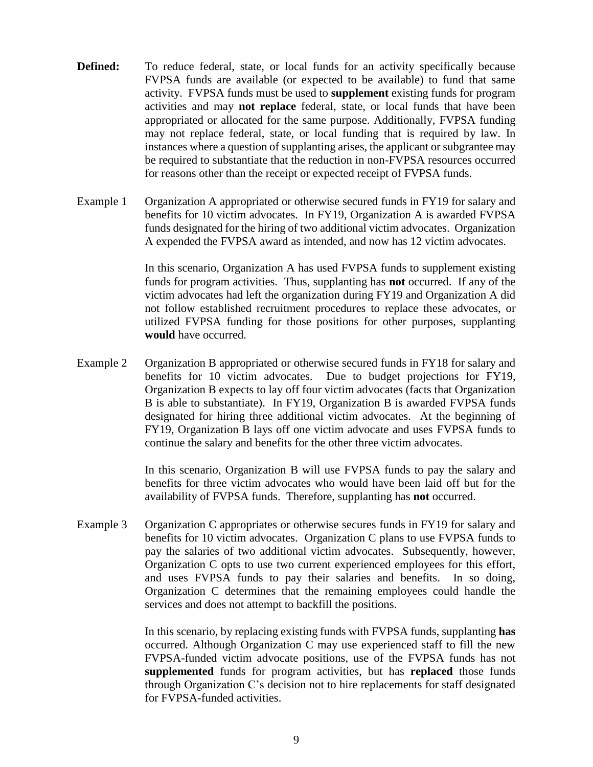**Defined:** To reduce federal, state, or local funds for an activity specifically because FVPSA funds are available (or expected to be available) to fund that same activity. FVPSA funds must be used to **supplement** existing funds for program activities and may **not replace** federal, state, or local funds that have been appropriated or allocated for the same purpose. Additionally, FVPSA funding may not replace federal, state, or local funding that is required by law. In instances where a question of supplanting arises, the applicant or subgrantee may be required to substantiate that the reduction in non-FVPSA resources occurred for reasons other than the receipt or expected receipt of FVPSA funds.

Example 1 Organization A appropriated or otherwise secured funds in FY19 for salary and benefits for 10 victim advocates. In FY19, Organization A is awarded FVPSA funds designated for the hiring of two additional victim advocates. Organization A expended the FVPSA award as intended, and now has 12 victim advocates.

In this scenario, Organization A has used FVPSA funds to supplement existing funds for program activities. Thus, supplanting has **not** occurred. If any of the victim advocates had left the organization during FY19 and Organization A did not follow established recruitment procedures to replace these advocates, or utilized FVPSA funding for those positions for other purposes, supplanting **would** have occurred.

Example 2 Organization B appropriated or otherwise secured funds in FY18 for salary and benefits for 10 victim advocates. Due to budget projections for FY19, Organization B expects to lay off four victim advocates (facts that Organization B is able to substantiate). In FY19, Organization B is awarded FVPSA funds designated for hiring three additional victim advocates. At the beginning of FY19, Organization B lays off one victim advocate and uses FVPSA funds to continue the salary and benefits for the other three victim advocates.

In this scenario, Organization B will use FVPSA funds to pay the salary and benefits for three victim advocates who would have been laid off but for the availability of FVPSA funds. Therefore, supplanting has **not** occurred.

Example 3 Organization C appropriates or otherwise secures funds in FY19 for salary and benefits for 10 victim advocates. Organization C plans to use FVPSA funds to pay the salaries of two additional victim advocates. Subsequently, however, Organization C opts to use two current experienced employees for this effort, and uses FVPSA funds to pay their salaries and benefits. In so doing, Organization C determines that the remaining employees could handle the services and does not attempt to backfill the positions.

In this scenario, by replacing existing funds with FVPSA funds, supplanting **has** occurred. Although Organization C may use experienced staff to fill the new FVPSA-funded victim advocate positions, use of the FVPSA funds has not **supplemented** funds for program activities, but has **replaced** those funds through Organization C's decision not to hire replacements for staff designated for FVPSA-funded activities.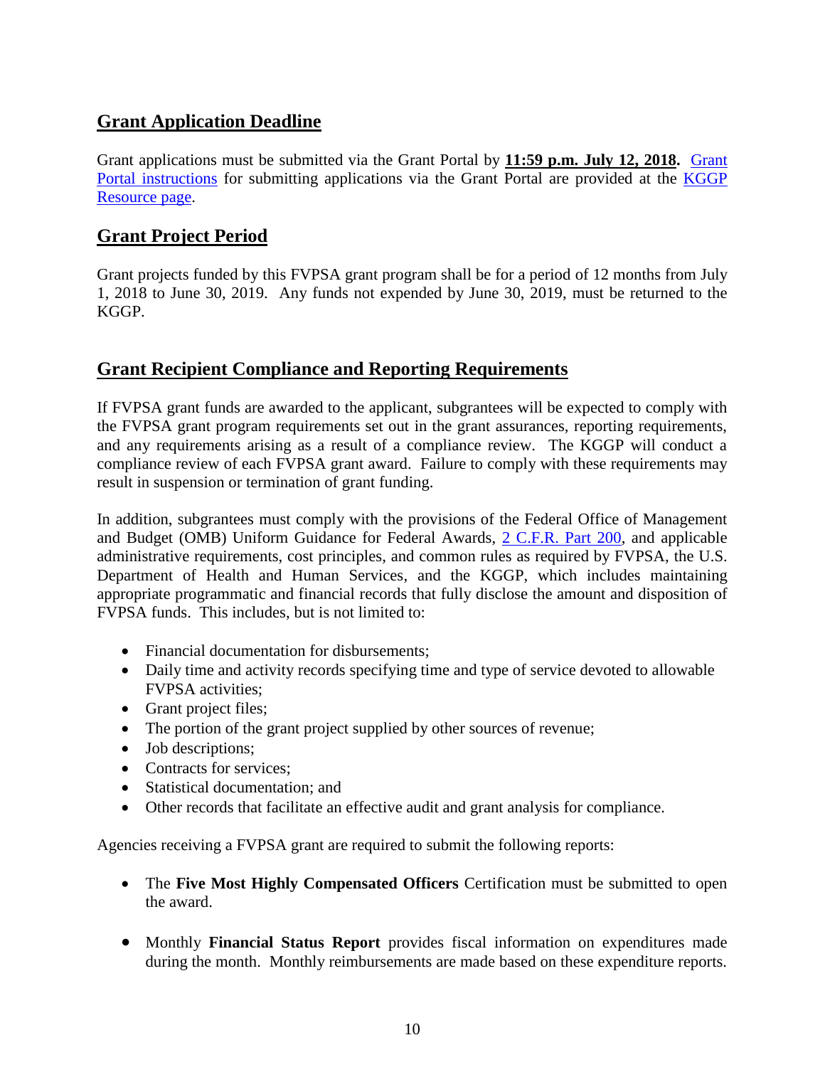## Grant Application Deadline

Grant applications must be submitted via the Grant Portal by **11:59 p.m. July 12, 2018.** Grant Portal instructions for submitting applications via the Grant Portal are provided at the KGGP Resource page.

## Grant Project Period

Grant projects funded by this FVPSA grant program shall be for a period of 12 months from July 1, 2018 to June 30, 2019. Any funds not expended by June 30, 2019, must be returned to the KGGP.

## Grant Recipient Compliance and Reporting Requirements

If FVPSA grant funds are awarded to the applicant, subgrantees will be expected to comply with the FVPSA grant program requirements set out in the grant assurances, reporting requirements, and any requirements arising as a result of a compliance review. The KGGP will conduct a compliance review of each FVPSA grant award. Failure to comply with these requirements may result in suspension or termination of grant funding.

In addition, subgrantees must comply with the provisions of the Federal Office of Management and Budget (OMB) Uniform Guidance for Federal Awards, 2 C.F.R. Part 200, and applicable administrative requirements, cost principles, and common rules as required by FVPSA, the U.S. Department of Health and Human Services, and the KGGP, which includes maintaining appropriate programmatic and financial records that fully disclose the amount and disposition of FVPSA funds. This includes, but is not limited to:

- Financial documentation for disbursements;
- Daily time and activity records specifying time and type of service devoted to allowable FVPSA activities;
- Grant project files;
- The portion of the grant project supplied by other sources of revenue;
- Job descriptions;
- Contracts for services;
- Statistical documentation; and
- Other records that facilitate an effective audit and grant analysis for compliance.

Agencies receiving a FVPSA grant are required to submit the following reports:

- The **Five Most Highly Compensated Officers** Certification must be submitted to open the award.

- Monthly **Financial Status Report** provides fiscal information on expenditures made during the month. Monthly reimbursements are made based on these expenditure reports.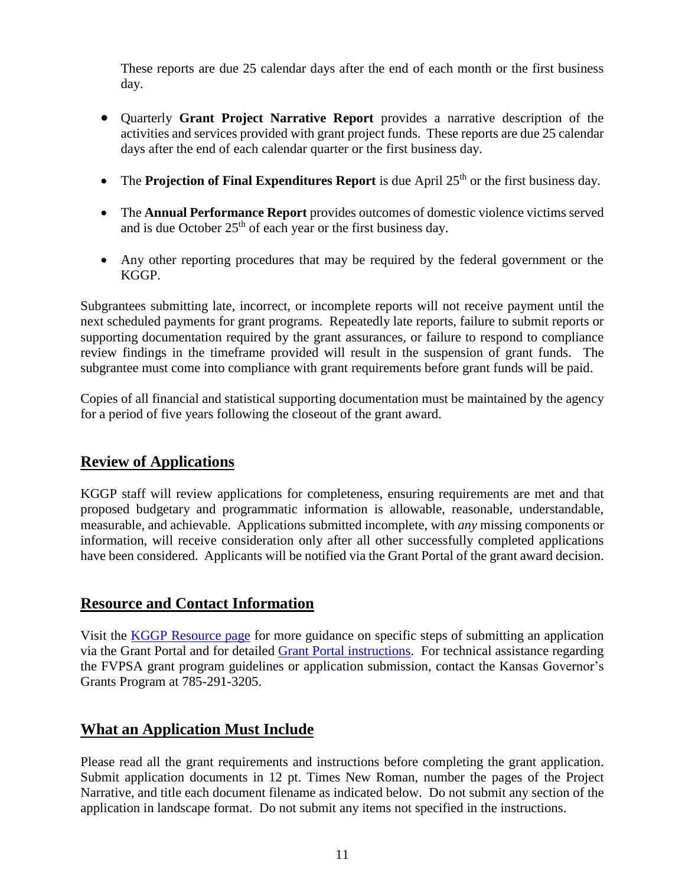These reports are due 25 calendar days after the end of each month or the first business day.

- Quarterly **Grant Project Narrative Report** provides a narrative description of the activities and services provided with grant project funds. These reports are due 25 calendar days after the end of each calendar quarter or the first business day.
- The **Projection of Final Expenditures Report** is due April 25th or the first business day.
- The **Annual Performance Report** provides outcomes of domestic violence victims served and is due October 25th of each year or the first business day.
- Any other reporting procedures that may be required by the federal government or the KGGP.

Subgrantees submitting late, incorrect, or incomplete reports will not receive payment until the next scheduled payments for grant programs. Repeatedly late reports, failure to submit reports or supporting documentation required by the grant assurances, or failure to respond to compliance review findings in the timeframe provided will result in the suspension of grant funds. The subgrantee must come into compliance with grant requirements before grant funds will be paid.

Copies of all financial and statistical supporting documentation must be maintained by the agency for a period of five years following the closeout of the grant award.

## Review of Applications

KGGP staff will review applications for completeness, ensuring requirements are met and that proposed budgetary and programmatic information is allowable, reasonable, understandable, measurable, and achievable. Applications submitted incomplete, with *any* missing components or information, will receive consideration only after all other successfully completed applications have been considered. Applicants will be notified via the Grant Portal of the grant award decision.

## Resource and Contact Information

Visit the KGGP Resource page for more guidance on specific steps of submitting an application via the Grant Portal and for detailed Grant Portal instructions. For technical assistance regarding the FVPSA grant program guidelines or application submission, contact the Kansas Governor's Grants Program at 785-291-3205.

## What an Application Must Include

Please read all the grant requirements and instructions before completing the grant application. Submit application documents in 12 pt. Times New Roman, number the pages of the Project Narrative, and title each document filename as indicated below. Do not submit any section of the application in landscape format. Do not submit any items not specified in the instructions.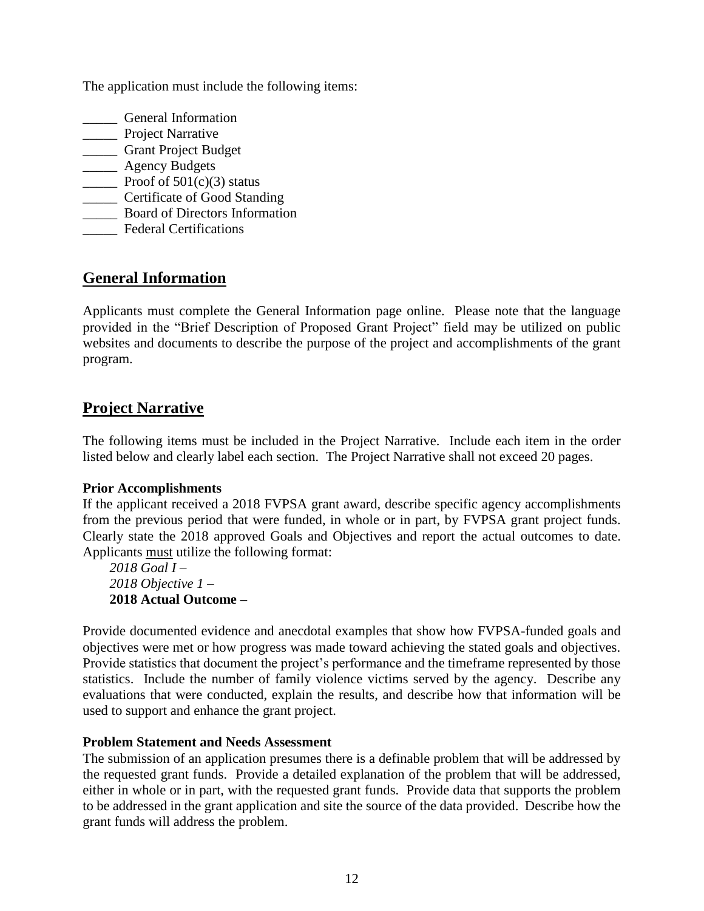The application must include the following items:

_____ General Information
_____ Project Narrative
_____ Grant Project Budget
_____ Agency Budgets
_____ Proof of 501(c)(3) status
_____ Certificate of Good Standing
_____ Board of Directors Information
_____ Federal Certifications

## General Information

Applicants must complete the General Information page online. Please note that the language provided in the "Brief Description of Proposed Grant Project" field may be utilized on public websites and documents to describe the purpose of the project and accomplishments of the grant program.

## Project Narrative

The following items must be included in the Project Narrative. Include each item in the order listed below and clearly label each section. The Project Narrative shall not exceed 20 pages.

**Prior Accomplishments**
If the applicant received a 2018 FVPSA grant award, describe specific agency accomplishments from the previous period that were funded, in whole or in part, by FVPSA grant project funds. Clearly state the 2018 approved Goals and Objectives and report the actual outcomes to date. Applicants <u>must</u> utilize the following format:

*2018 Goal I –*
*2018 Objective 1 –*
**2018 Actual Outcome –**

Provide documented evidence and anecdotal examples that show how FVPSA-funded goals and objectives were met or how progress was made toward achieving the stated goals and objectives. Provide statistics that document the project's performance and the timeframe represented by those statistics. Include the number of family violence victims served by the agency. Describe any evaluations that were conducted, explain the results, and describe how that information will be used to support and enhance the grant project.

**Problem Statement and Needs Assessment**
The submission of an application presumes there is a definable problem that will be addressed by the requested grant funds. Provide a detailed explanation of the problem that will be addressed, either in whole or in part, with the requested grant funds. Provide data that supports the problem to be addressed in the grant application and site the source of the data provided. Describe how the grant funds will address the problem.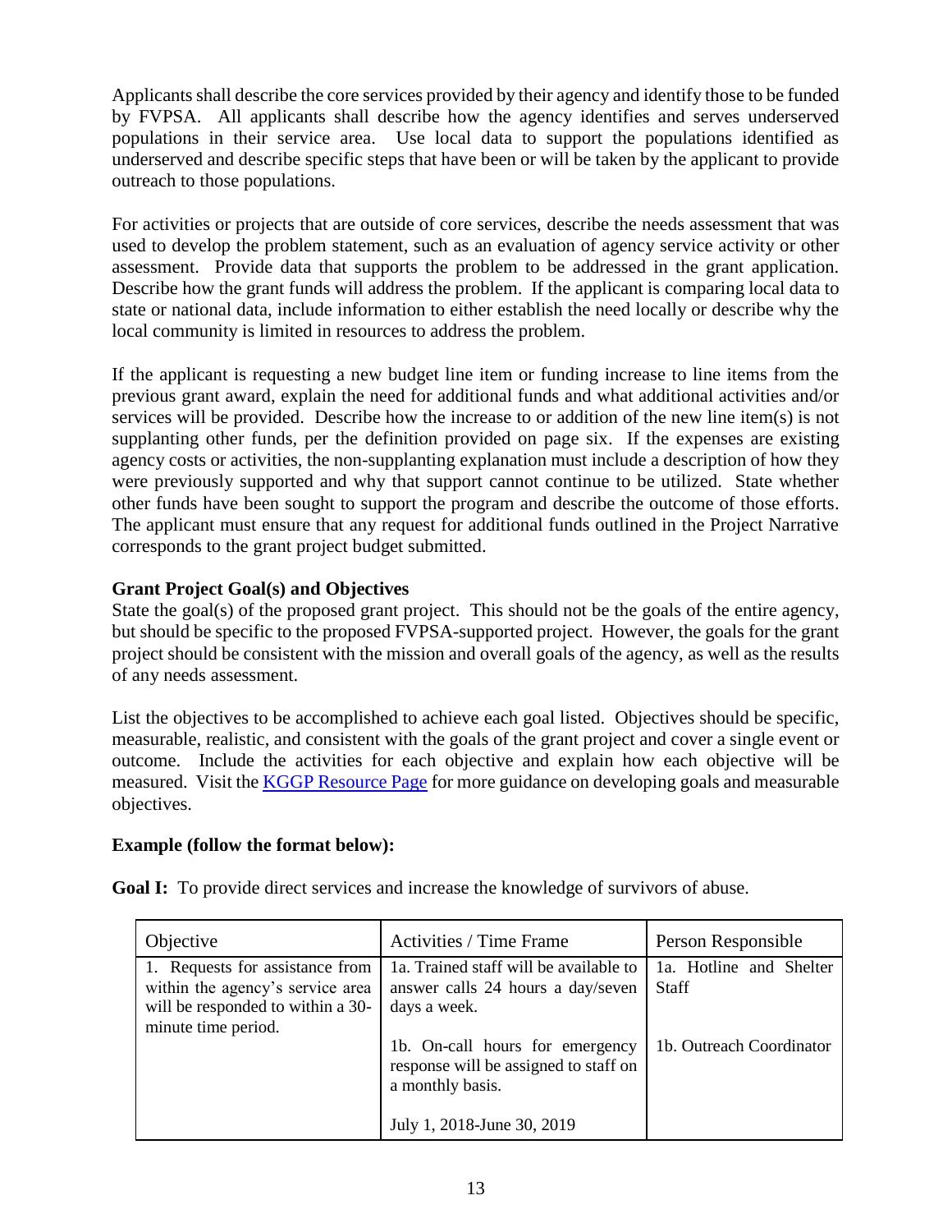Applicants shall describe the core services provided by their agency and identify those to be funded by FVPSA. All applicants shall describe how the agency identifies and serves underserved populations in their service area. Use local data to support the populations identified as underserved and describe specific steps that have been or will be taken by the applicant to provide outreach to those populations.

For activities or projects that are outside of core services, describe the needs assessment that was used to develop the problem statement, such as an evaluation of agency service activity or other assessment. Provide data that supports the problem to be addressed in the grant application. Describe how the grant funds will address the problem. If the applicant is comparing local data to state or national data, include information to either establish the need locally or describe why the local community is limited in resources to address the problem.

If the applicant is requesting a new budget line item or funding increase to line items from the previous grant award, explain the need for additional funds and what additional activities and/or services will be provided. Describe how the increase to or addition of the new line item(s) is not supplanting other funds, per the definition provided on page six. If the expenses are existing agency costs or activities, the non-supplanting explanation must include a description of how they were previously supported and why that support cannot continue to be utilized. State whether other funds have been sought to support the program and describe the outcome of those efforts. The applicant must ensure that any request for additional funds outlined in the Project Narrative corresponds to the grant project budget submitted.

**Grant Project Goal(s) and Objectives**

State the goal(s) of the proposed grant project. This should not be the goals of the entire agency, but should be specific to the proposed FVPSA-supported project. However, the goals for the grant project should be consistent with the mission and overall goals of the agency, as well as the results of any needs assessment.

List the objectives to be accomplished to achieve each goal listed. Objectives should be specific, measurable, realistic, and consistent with the goals of the grant project and cover a single event or outcome. Include the activities for each objective and explain how each objective will be measured. Visit the [KGGP Resource Page] for more guidance on developing goals and measurable objectives.

**Example (follow the format below):**

**Goal I:** To provide direct services and increase the knowledge of survivors of abuse.

| Objective | Activities / Time Frame | Person Responsible |
|---|---|---|
| 1. Requests for assistance from within the agency's service area will be responded to within a 30-minute time period. | 1a. Trained staff will be available to answer calls 24 hours a day/seven days a week. | 1a. Hotline and Shelter Staff |
| | 1b. On-call hours for emergency response will be assigned to staff on a monthly basis. | 1b. Outreach Coordinator |
| | July 1, 2018-June 30, 2019 | |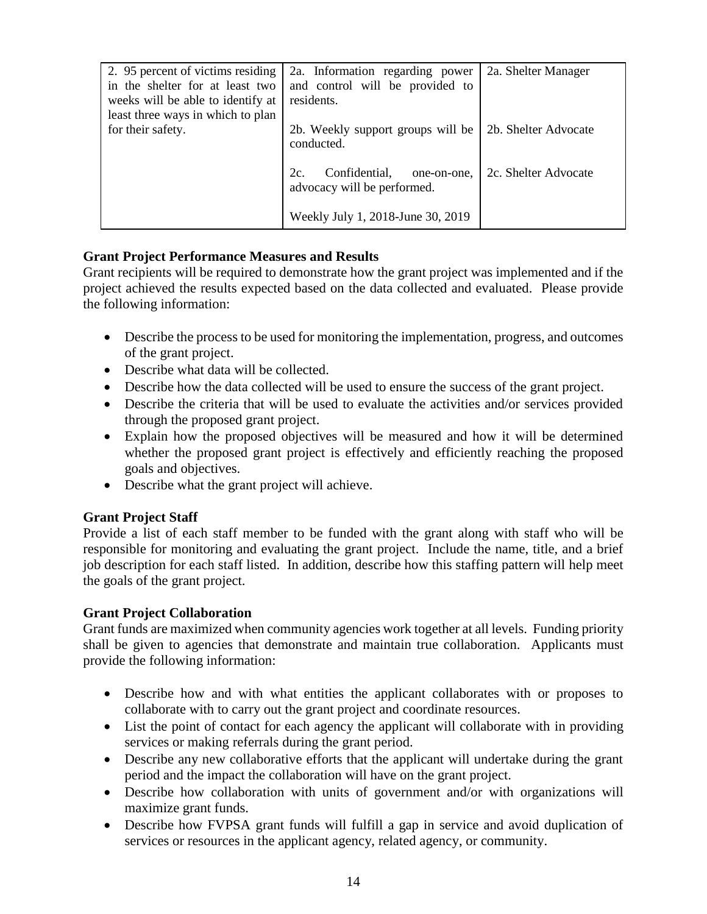| 2. 95 percent of victims residing in the shelter for at least two weeks will be able to identify at least three ways in which to plan for their safety. | 2a. Information regarding power and control will be provided to residents.<br><br>2b. Weekly support groups will be conducted.<br><br>2c. Confidential, one-on-one, advocacy will be performed.<br><br>Weekly July 1, 2018-June 30, 2019 | 2a. Shelter Manager<br><br>2b. Shelter Advocate<br><br>2c. Shelter Advocate |
|---|---|---|

**Grant Project Performance Measures and Results**

Grant recipients will be required to demonstrate how the grant project was implemented and if the project achieved the results expected based on the data collected and evaluated. Please provide the following information:

- Describe the process to be used for monitoring the implementation, progress, and outcomes of the grant project.
- Describe what data will be collected.
- Describe how the data collected will be used to ensure the success of the grant project.
- Describe the criteria that will be used to evaluate the activities and/or services provided through the proposed grant project.
- Explain how the proposed objectives will be measured and how it will be determined whether the proposed grant project is effectively and efficiently reaching the proposed goals and objectives.
- Describe what the grant project will achieve.

**Grant Project Staff**

Provide a list of each staff member to be funded with the grant along with staff who will be responsible for monitoring and evaluating the grant project. Include the name, title, and a brief job description for each staff listed. In addition, describe how this staffing pattern will help meet the goals of the grant project.

**Grant Project Collaboration**

Grant funds are maximized when community agencies work together at all levels. Funding priority shall be given to agencies that demonstrate and maintain true collaboration. Applicants must provide the following information:

- Describe how and with what entities the applicant collaborates with or proposes to collaborate with to carry out the grant project and coordinate resources.
- List the point of contact for each agency the applicant will collaborate with in providing services or making referrals during the grant period.
- Describe any new collaborative efforts that the applicant will undertake during the grant period and the impact the collaboration will have on the grant project.
- Describe how collaboration with units of government and/or with organizations will maximize grant funds.
- Describe how FVPSA grant funds will fulfill a gap in service and avoid duplication of services or resources in the applicant agency, related agency, or community.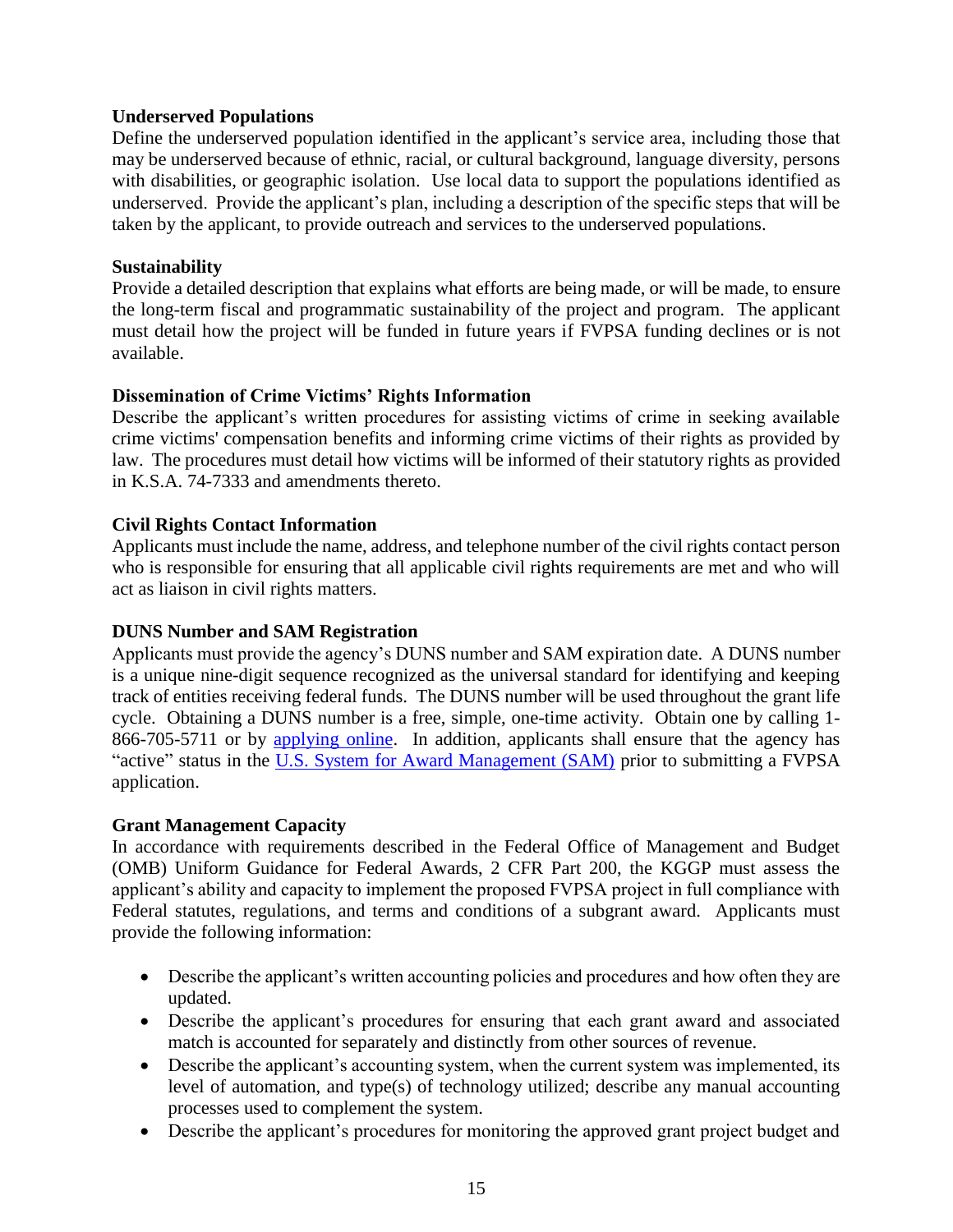**Underserved Populations**

Define the underserved population identified in the applicant's service area, including those that may be underserved because of ethnic, racial, or cultural background, language diversity, persons with disabilities, or geographic isolation. Use local data to support the populations identified as underserved. Provide the applicant's plan, including a description of the specific steps that will be taken by the applicant, to provide outreach and services to the underserved populations.

**Sustainability**

Provide a detailed description that explains what efforts are being made, or will be made, to ensure the long-term fiscal and programmatic sustainability of the project and program. The applicant must detail how the project will be funded in future years if FVPSA funding declines or is not available.

**Dissemination of Crime Victims' Rights Information**

Describe the applicant's written procedures for assisting victims of crime in seeking available crime victims' compensation benefits and informing crime victims of their rights as provided by law. The procedures must detail how victims will be informed of their statutory rights as provided in K.S.A. 74-7333 and amendments thereto.

**Civil Rights Contact Information**

Applicants must include the name, address, and telephone number of the civil rights contact person who is responsible for ensuring that all applicable civil rights requirements are met and who will act as liaison in civil rights matters.

**DUNS Number and SAM Registration**

Applicants must provide the agency's DUNS number and SAM expiration date. A DUNS number is a unique nine-digit sequence recognized as the universal standard for identifying and keeping track of entities receiving federal funds. The DUNS number will be used throughout the grant life cycle. Obtaining a DUNS number is a free, simple, one-time activity. Obtain one by calling 1-866-705-5711 or by applying online. In addition, applicants shall ensure that the agency has "active" status in the U.S. System for Award Management (SAM) prior to submitting a FVPSA application.

**Grant Management Capacity**

In accordance with requirements described in the Federal Office of Management and Budget (OMB) Uniform Guidance for Federal Awards, 2 CFR Part 200, the KGGP must assess the applicant's ability and capacity to implement the proposed FVPSA project in full compliance with Federal statutes, regulations, and terms and conditions of a subgrant award. Applicants must provide the following information:

- Describe the applicant's written accounting policies and procedures and how often they are updated.
- Describe the applicant's procedures for ensuring that each grant award and associated match is accounted for separately and distinctly from other sources of revenue.
- Describe the applicant's accounting system, when the current system was implemented, its level of automation, and type(s) of technology utilized; describe any manual accounting processes used to complement the system.
- Describe the applicant's procedures for monitoring the approved grant project budget and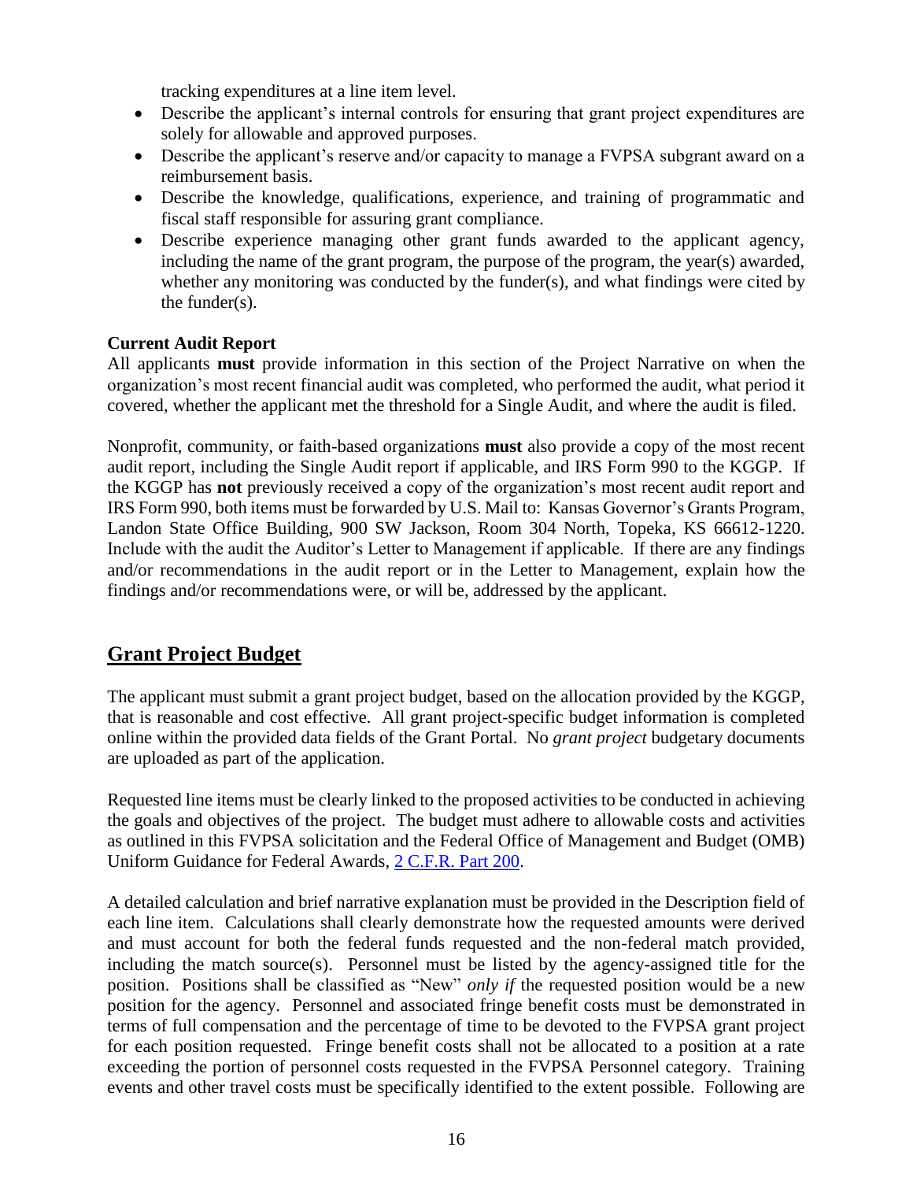tracking expenditures at a line item level.

- Describe the applicant's internal controls for ensuring that grant project expenditures are solely for allowable and approved purposes.
- Describe the applicant's reserve and/or capacity to manage a FVPSA subgrant award on a reimbursement basis.
- Describe the knowledge, qualifications, experience, and training of programmatic and fiscal staff responsible for assuring grant compliance.
- Describe experience managing other grant funds awarded to the applicant agency, including the name of the grant program, the purpose of the program, the year(s) awarded, whether any monitoring was conducted by the funder(s), and what findings were cited by the funder(s).

**Current Audit Report**

All applicants **must** provide information in this section of the Project Narrative on when the organization's most recent financial audit was completed, who performed the audit, what period it covered, whether the applicant met the threshold for a Single Audit, and where the audit is filed.

Nonprofit, community, or faith-based organizations **must** also provide a copy of the most recent audit report, including the Single Audit report if applicable, and IRS Form 990 to the KGGP. If the KGGP has **not** previously received a copy of the organization's most recent audit report and IRS Form 990, both items must be forwarded by U.S. Mail to: Kansas Governor's Grants Program, Landon State Office Building, 900 SW Jackson, Room 304 North, Topeka, KS 66612-1220. Include with the audit the Auditor's Letter to Management if applicable. If there are any findings and/or recommendations in the audit report or in the Letter to Management, explain how the findings and/or recommendations were, or will be, addressed by the applicant.

## Grant Project Budget

The applicant must submit a grant project budget, based on the allocation provided by the KGGP, that is reasonable and cost effective. All grant project-specific budget information is completed online within the provided data fields of the Grant Portal. No *grant project* budgetary documents are uploaded as part of the application.

Requested line items must be clearly linked to the proposed activities to be conducted in achieving the goals and objectives of the project. The budget must adhere to allowable costs and activities as outlined in this FVPSA solicitation and the Federal Office of Management and Budget (OMB) Uniform Guidance for Federal Awards, [2 C.F.R. Part 200](2 C.F.R. Part 200).

A detailed calculation and brief narrative explanation must be provided in the Description field of each line item. Calculations shall clearly demonstrate how the requested amounts were derived and must account for both the federal funds requested and the non-federal match provided, including the match source(s). Personnel must be listed by the agency-assigned title for the position. Positions shall be classified as "New" *only if* the requested position would be a new position for the agency. Personnel and associated fringe benefit costs must be demonstrated in terms of full compensation and the percentage of time to be devoted to the FVPSA grant project for each position requested. Fringe benefit costs shall not be allocated to a position at a rate exceeding the portion of personnel costs requested in the FVPSA Personnel category. Training events and other travel costs must be specifically identified to the extent possible. Following are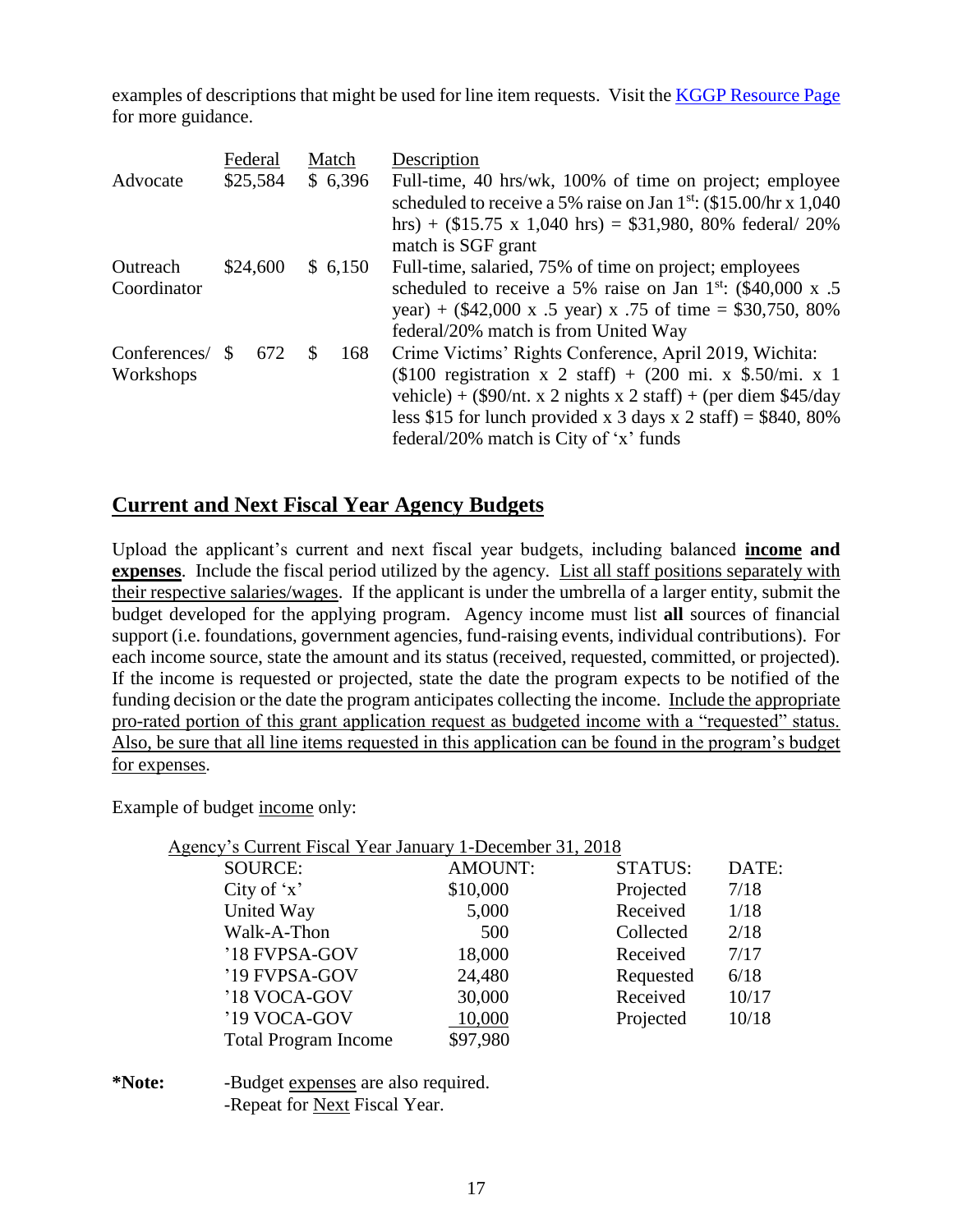examples of descriptions that might be used for line item requests. Visit the KGGP Resource Page for more guidance.

| | Federal | Match | Description |
|---|---|---|---|
| Advocate | $25,584 | $ 6,396 | Full-time, 40 hrs/wk, 100% of time on project; employee scheduled to receive a 5% raise on Jan 1st: ($15.00/hr x 1,040 hrs) + ($15.75 x 1,040 hrs) = $31,980, 80% federal/ 20% match is SGF grant |
| Outreach Coordinator | $24,600 | $ 6,150 | Full-time, salaried, 75% of time on project; employees scheduled to receive a 5% raise on Jan 1st: ($40,000 x .5 year) + ($42,000 x .5 year) x .75 of time = $30,750, 80% federal/20% match is from United Way |
| Conferences/ Workshops | $ 672 | $ 168 | Crime Victims' Rights Conference, April 2019, Wichita: ($100 registration x 2 staff) + (200 mi. x $.50/mi. x 1 vehicle) + ($90/nt. x 2 nights x 2 staff) + (per diem $45/day less $15 for lunch provided x 3 days x 2 staff) = $840, 80% federal/20% match is City of 'x' funds |

## Current and Next Fiscal Year Agency Budgets

Upload the applicant's current and next fiscal year budgets, including balanced **income and expenses**. Include the fiscal period utilized by the agency. List all staff positions separately with their respective salaries/wages. If the applicant is under the umbrella of a larger entity, submit the budget developed for the applying program. Agency income must list **all** sources of financial support (i.e. foundations, government agencies, fund-raising events, individual contributions). For each income source, state the amount and its status (received, requested, committed, or projected). If the income is requested or projected, state the date the program expects to be notified of the funding decision or the date the program anticipates collecting the income. Include the appropriate pro-rated portion of this grant application request as budgeted income with a "requested" status. Also, be sure that all line items requested in this application can be found in the program's budget for expenses.

Example of budget income only:

Agency's Current Fiscal Year January 1-December 31, 2018

| SOURCE: | AMOUNT: | STATUS: | DATE: |
|---|---|---|---|
| City of 'x' | $10,000 | Projected | 7/18 |
| United Way | 5,000 | Received | 1/18 |
| Walk-A-Thon | 500 | Collected | 2/18 |
| '18 FVPSA-GOV | 18,000 | Received | 7/17 |
| '19 FVPSA-GOV | 24,480 | Requested | 6/18 |
| '18 VOCA-GOV | 30,000 | Received | 10/17 |
| '19 VOCA-GOV | 10,000 | Projected | 10/18 |
| Total Program Income | $97,980 | | |

**\*Note:** -Budget expenses are also required.
-Repeat for Next Fiscal Year.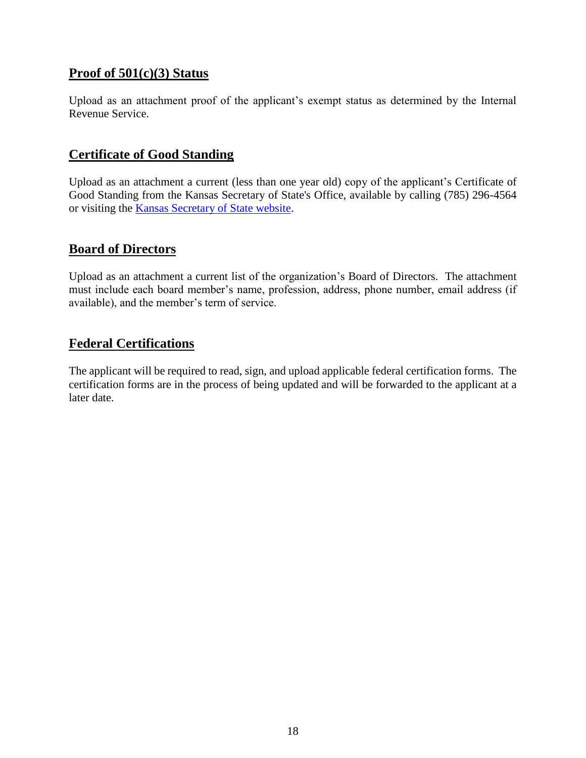## Proof of 501(c)(3) Status

Upload as an attachment proof of the applicant's exempt status as determined by the Internal Revenue Service.

## Certificate of Good Standing

Upload as an attachment a current (less than one year old) copy of the applicant's Certificate of Good Standing from the Kansas Secretary of State's Office, available by calling (785) 296-4564 or visiting the Kansas Secretary of State website.

## Board of Directors

Upload as an attachment a current list of the organization's Board of Directors. The attachment must include each board member's name, profession, address, phone number, email address (if available), and the member's term of service.

## Federal Certifications

The applicant will be required to read, sign, and upload applicable federal certification forms. The certification forms are in the process of being updated and will be forwarded to the applicant at a later date.